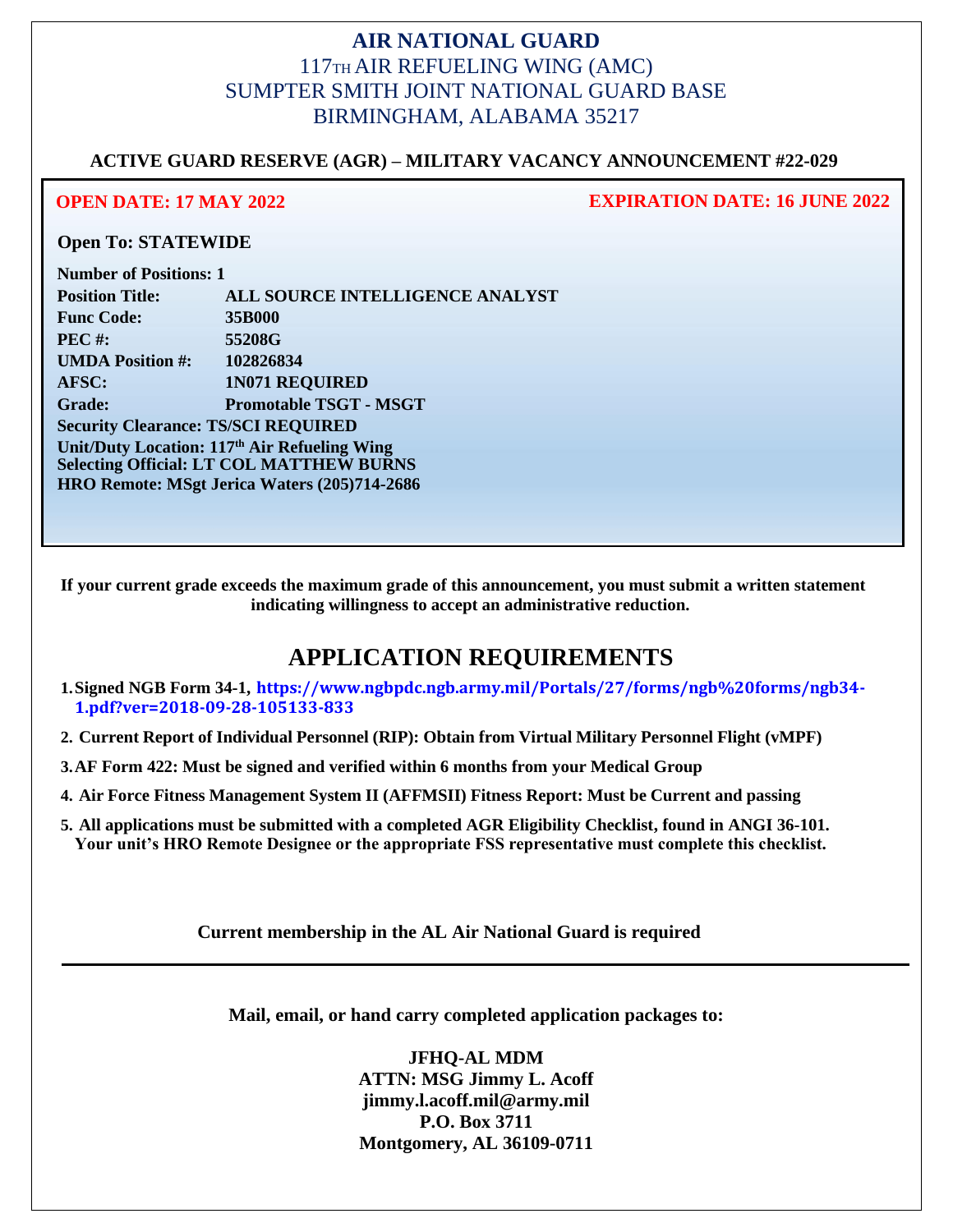# AIR NATIONAL GUARD

117TH AIR REFUELING WING (AMC)
SUMPTER SMITH JOINT NATIONAL GUARD BASE
BIRMINGHAM, ALABAMA 35217

**ACTIVE GUARD RESERVE (AGR) – MILITARY VACANCY ANNOUNCEMENT #22-029**

**OPEN DATE: 17 MAY 2022** **EXPIRATION DATE: 16 JUNE 2022**

**Open To: STATEWIDE**

**Number of Positions: 1**
**Position Title:** **ALL SOURCE INTELLIGENCE ANALYST**
**Func Code:** **35B000**
**PEC #:** **55208G**
**UMDA Position #:** **102826834**
**AFSC:** **1N071 REQUIRED**
**Grade:** **Promotable TSGT - MSGT**
**Security Clearance: TS/SCI REQUIRED**
**Unit/Duty Location: 117th Air Refueling Wing**
**Selecting Official: LT COL MATTHEW BURNS**
**HRO Remote: MSgt Jerica Waters (205)714-2686**

**If your current grade exceeds the maximum grade of this announcement, you must submit a written statement indicating willingness to accept an administrative reduction.**

## APPLICATION REQUIREMENTS

1. **Signed NGB Form 34-1, https://www.ngbpdc.ngb.army.mil/Portals/27/forms/ngb%20forms/ngb34-1.pdf?ver=2018-09-28-105133-833**
2. **Current Report of Individual Personnel (RIP): Obtain from Virtual Military Personnel Flight (vMPF)**
3. **AF Form 422: Must be signed and verified within 6 months from your Medical Group**
4. **Air Force Fitness Management System II (AFFMSII) Fitness Report: Must be Current and passing**
5. **All applications must be submitted with a completed AGR Eligibility Checklist, found in ANGI 36-101. Your unit's HRO Remote Designee or the appropriate FSS representative must complete this checklist.**

**Current membership in the AL Air National Guard is required**

---

**Mail, email, or hand carry completed application packages to:**

**JFHQ-AL MDM**
**ATTN: MSG Jimmy L. Acoff**
**jimmy.l.acoff.mil@army.mil**
**P.O. Box 3711**
**Montgomery, AL 36109-0711**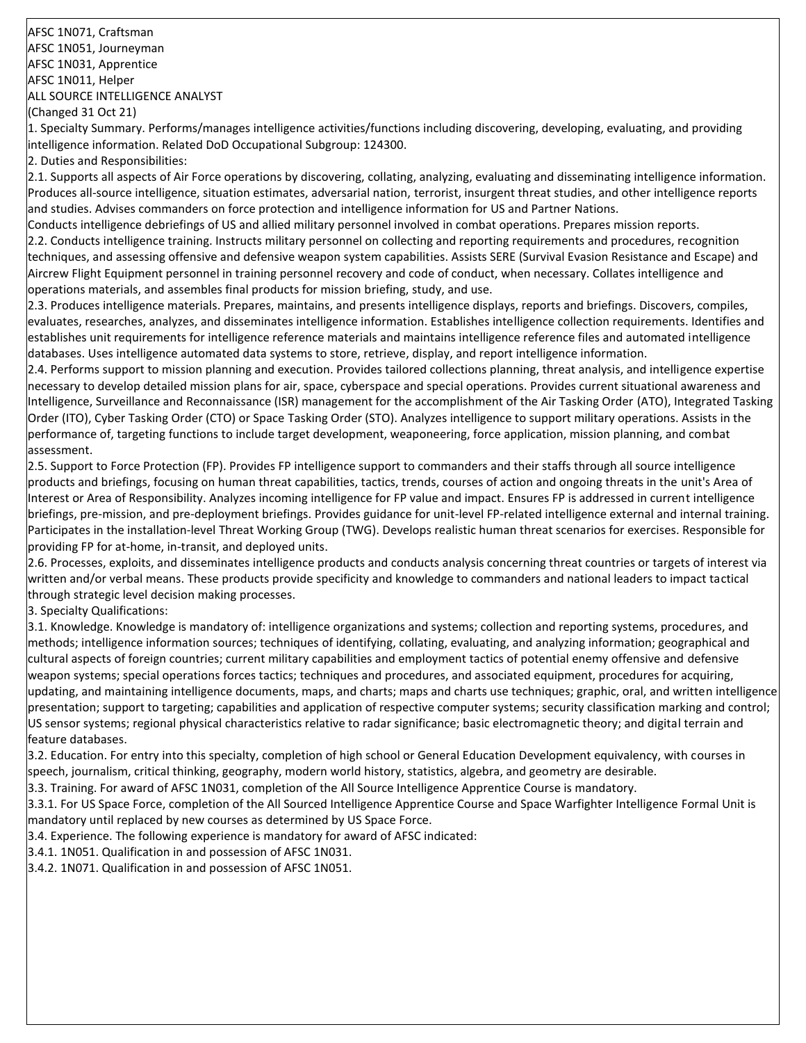AFSC 1N071, Craftsman
AFSC 1N051, Journeyman
AFSC 1N031, Apprentice
AFSC 1N011, Helper

ALL SOURCE INTELLIGENCE ANALYST

(Changed 31 Oct 21)

1. Specialty Summary. Performs/manages intelligence activities/functions including discovering, developing, evaluating, and providing intelligence information. Related DoD Occupational Subgroup: 124300.

2. Duties and Responsibilities:

2.1. Supports all aspects of Air Force operations by discovering, collating, analyzing, evaluating and disseminating intelligence information. Produces all-source intelligence, situation estimates, adversarial nation, terrorist, insurgent threat studies, and other intelligence reports and studies. Advises commanders on force protection and intelligence information for US and Partner Nations.
Conducts intelligence debriefings of US and allied military personnel involved in combat operations. Prepares mission reports.

2.2. Conducts intelligence training. Instructs military personnel on collecting and reporting requirements and procedures, recognition techniques, and assessing offensive and defensive weapon system capabilities. Assists SERE (Survival Evasion Resistance and Escape) and Aircrew Flight Equipment personnel in training personnel recovery and code of conduct, when necessary. Collates intelligence and operations materials, and assembles final products for mission briefing, study, and use.

2.3. Produces intelligence materials. Prepares, maintains, and presents intelligence displays, reports and briefings. Discovers, compiles, evaluates, researches, analyzes, and disseminates intelligence information. Establishes intelligence collection requirements. Identifies and establishes unit requirements for intelligence reference materials and maintains intelligence reference files and automated intelligence databases. Uses intelligence automated data systems to store, retrieve, display, and report intelligence information.

2.4. Performs support to mission planning and execution. Provides tailored collections planning, threat analysis, and intelligence expertise necessary to develop detailed mission plans for air, space, cyberspace and special operations. Provides current situational awareness and Intelligence, Surveillance and Reconnaissance (ISR) management for the accomplishment of the Air Tasking Order (ATO), Integrated Tasking Order (ITO), Cyber Tasking Order (CTO) or Space Tasking Order (STO). Analyzes intelligence to support military operations. Assists in the performance of, targeting functions to include target development, weaponeering, force application, mission planning, and combat assessment.

2.5. Support to Force Protection (FP). Provides FP intelligence support to commanders and their staffs through all source intelligence products and briefings, focusing on human threat capabilities, tactics, trends, courses of action and ongoing threats in the unit's Area of Interest or Area of Responsibility. Analyzes incoming intelligence for FP value and impact. Ensures FP is addressed in current intelligence briefings, pre-mission, and pre-deployment briefings. Provides guidance for unit-level FP-related intelligence external and internal training. Participates in the installation-level Threat Working Group (TWG). Develops realistic human threat scenarios for exercises. Responsible for providing FP for at-home, in-transit, and deployed units.

2.6. Processes, exploits, and disseminates intelligence products and conducts analysis concerning threat countries or targets of interest via written and/or verbal means. These products provide specificity and knowledge to commanders and national leaders to impact tactical through strategic level decision making processes.

3. Specialty Qualifications:

3.1. Knowledge. Knowledge is mandatory of: intelligence organizations and systems; collection and reporting systems, procedures, and methods; intelligence information sources; techniques of identifying, collating, evaluating, and analyzing information; geographical and cultural aspects of foreign countries; current military capabilities and employment tactics of potential enemy offensive and defensive weapon systems; special operations forces tactics; techniques and procedures, and associated equipment, procedures for acquiring, updating, and maintaining intelligence documents, maps, and charts; maps and charts use techniques; graphic, oral, and written intelligence presentation; support to targeting; capabilities and application of respective computer systems; security classification marking and control; US sensor systems; regional physical characteristics relative to radar significance; basic electromagnetic theory; and digital terrain and feature databases.

3.2. Education. For entry into this specialty, completion of high school or General Education Development equivalency, with courses in speech, journalism, critical thinking, geography, modern world history, statistics, algebra, and geometry are desirable.

3.3. Training. For award of AFSC 1N031, completion of the All Source Intelligence Apprentice Course is mandatory.

3.3.1. For US Space Force, completion of the All Sourced Intelligence Apprentice Course and Space Warfighter Intelligence Formal Unit is mandatory until replaced by new courses as determined by US Space Force.

3.4. Experience. The following experience is mandatory for award of AFSC indicated:

3.4.1. 1N051. Qualification in and possession of AFSC 1N031.

3.4.2. 1N071. Qualification in and possession of AFSC 1N051.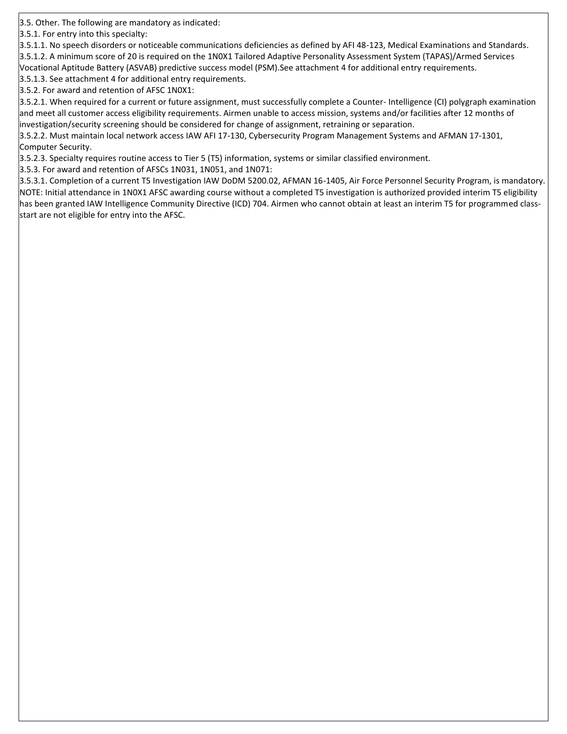3.5. Other. The following are mandatory as indicated:

3.5.1. For entry into this specialty:

3.5.1.1. No speech disorders or noticeable communications deficiencies as defined by AFI 48-123, Medical Examinations and Standards.

3.5.1.2. A minimum score of 20 is required on the 1N0X1 Tailored Adaptive Personality Assessment System (TAPAS)/Armed Services Vocational Aptitude Battery (ASVAB) predictive success model (PSM).See attachment 4 for additional entry requirements.

3.5.1.3. See attachment 4 for additional entry requirements.

3.5.2. For award and retention of AFSC 1N0X1:

3.5.2.1. When required for a current or future assignment, must successfully complete a Counter- Intelligence (CI) polygraph examination and meet all customer access eligibility requirements. Airmen unable to access mission, systems and/or facilities after 12 months of investigation/security screening should be considered for change of assignment, retraining or separation.

3.5.2.2. Must maintain local network access IAW AFI 17-130, Cybersecurity Program Management Systems and AFMAN 17-1301, Computer Security.

3.5.2.3. Specialty requires routine access to Tier 5 (T5) information, systems or similar classified environment.

3.5.3. For award and retention of AFSCs 1N031, 1N051, and 1N071:

3.5.3.1. Completion of a current T5 Investigation IAW DoDM 5200.02, AFMAN 16-1405, Air Force Personnel Security Program, is mandatory. NOTE: Initial attendance in 1N0X1 AFSC awarding course without a completed T5 investigation is authorized provided interim T5 eligibility has been granted IAW Intelligence Community Directive (ICD) 704. Airmen who cannot obtain at least an interim T5 for programmed class-start are not eligible for entry into the AFSC.